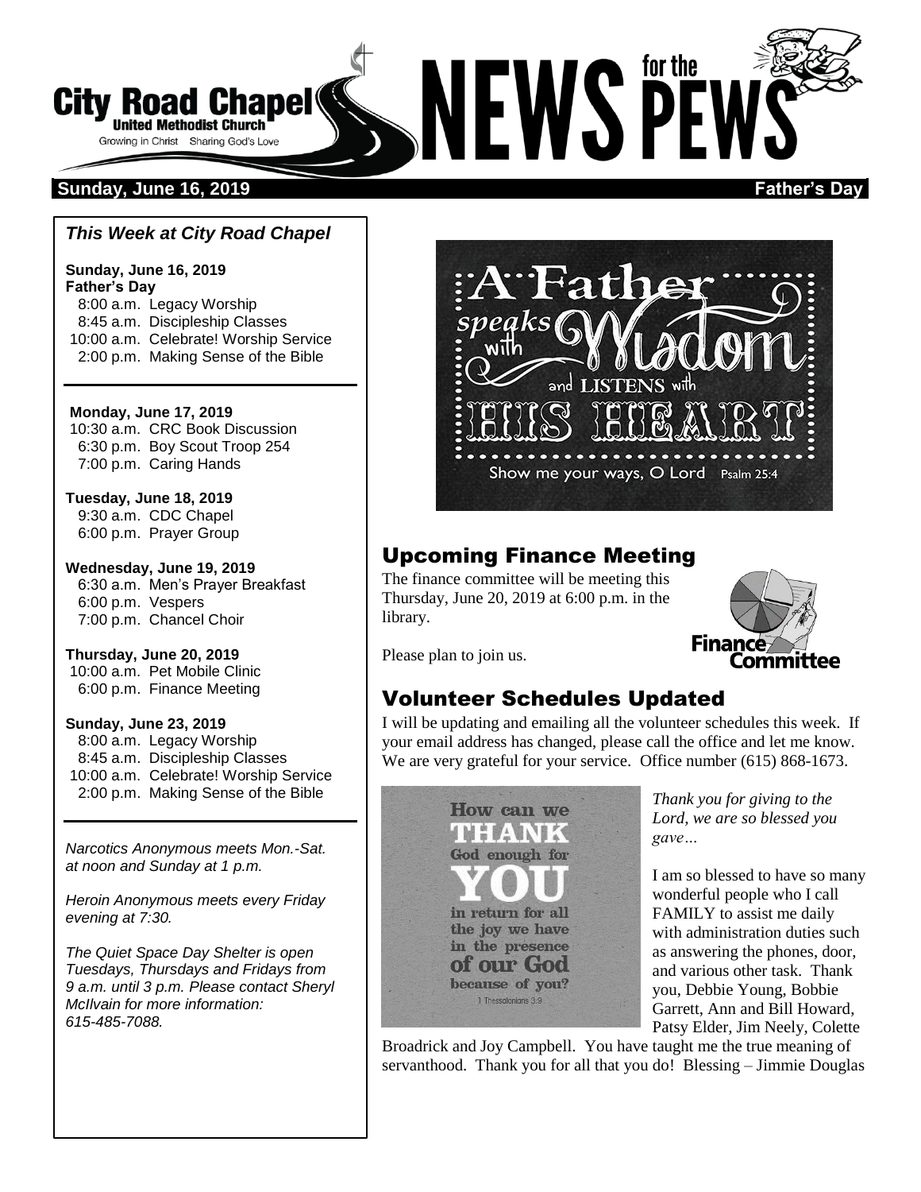# City Road Chapel United Methodist Church

Growing in Christ Sharing God's Love

# NEWS for the PEWS

**Sunday, June 16, 2019** **Father's Day**

### *This Week at City Road Chapel*

**Sunday, June 16, 2019**
**Father's Day**
8:00 a.m. Legacy Worship
8:45 a.m. Discipleship Classes
10:00 a.m. Celebrate! Worship Service
2:00 p.m. Making Sense of the Bible

**Monday, June 17, 2019**
10:30 a.m. CRC Book Discussion
6:30 p.m. Boy Scout Troop 254
7:00 p.m. Caring Hands

**Tuesday, June 18, 2019**
9:30 a.m. CDC Chapel
6:00 p.m. Prayer Group

**Wednesday, June 19, 2019**
6:30 a.m. Men's Prayer Breakfast
6:00 p.m. Vespers
7:00 p.m. Chancel Choir

**Thursday, June 20, 2019**
10:00 a.m. Pet Mobile Clinic
6:00 p.m. Finance Meeting

**Sunday, June 23, 2019**
8:00 a.m. Legacy Worship
8:45 a.m. Discipleship Classes
10:00 a.m. Celebrate! Worship Service
2:00 p.m. Making Sense of the Bible

*Narcotics Anonymous meets Mon.-Sat. at noon and Sunday at 1 p.m.*

*Heroin Anonymous meets every Friday evening at 7:30.*

*The Quiet Space Day Shelter is open Tuesdays, Thursdays and Fridays from 9 a.m. until 3 p.m. Please contact Sheryl McIlvain for more information: 615-485-7088.*

A Father speaks with Wisdom and LISTENS with HIS HEART

Show me your ways, O Lord Psalm 25:4

## Upcoming Finance Meeting

The finance committee will be meeting this Thursday, June 20, 2019 at 6:00 p.m. in the library.

Please plan to join us.

## Volunteer Schedules Updated

I will be updating and emailing all the volunteer schedules this week. If your email address has changed, please call the office and let me know. We are very grateful for your service. Office number (615) 868-1673.

How can we THANK God enough for YOU in return for all the joy we have in the presence of our God because of you? 1 Thessalonians 3:9

*Thank you for giving to the Lord, we are so blessed you gave…*

I am so blessed to have so many wonderful people who I call FAMILY to assist me daily with administration duties such as answering the phones, door, and various other task. Thank you, Debbie Young, Bobbie Garrett, Ann and Bill Howard, Patsy Elder, Jim Neely, Colette Broadrick and Joy Campbell. You have taught me the true meaning of servanthood. Thank you for all that you do! Blessing – Jimmie Douglas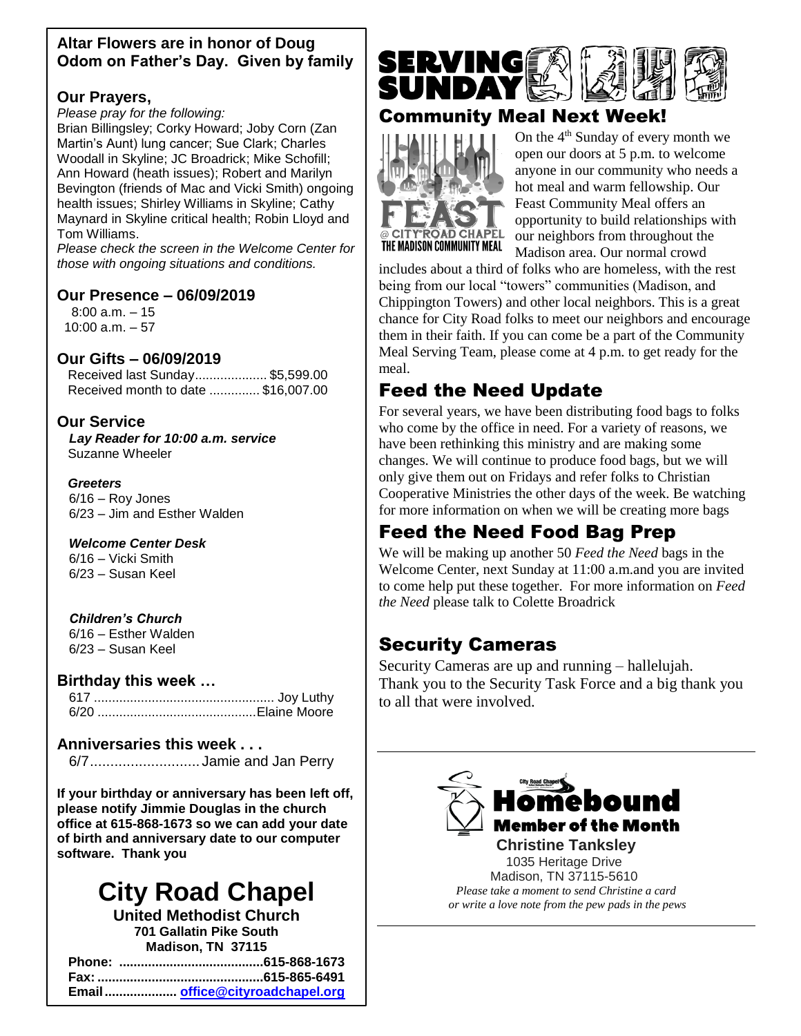**Altar Flowers are in honor of Doug Odom on Father's Day. Given by family**

## Our Prayers,

*Please pray for the following:*

Brian Billingsley; Corky Howard; Joby Corn (Zan Martin's Aunt) lung cancer; Sue Clark; Charles Woodall in Skyline; JC Broadrick; Mike Schofill; Ann Howard (heath issues); Robert and Marilyn Bevington (friends of Mac and Vicki Smith) ongoing health issues; Shirley Williams in Skyline; Cathy Maynard in Skyline critical health; Robin Lloyd and Tom Williams.

*Please check the screen in the Welcome Center for those with ongoing situations and conditions.*

## Our Presence – 06/09/2019

8:00 a.m. – 15
10:00 a.m. – 57

## Our Gifts – 06/09/2019

Received last Sunday.................... $5,599.00
Received month to date .............. $16,007.00

## Our Service

***Lay Reader for 10:00 a.m. service***
Suzanne Wheeler

***Greeters***
6/16 – Roy Jones
6/23 – Jim and Esther Walden

***Welcome Center Desk***
6/16 – Vicki Smith
6/23 – Susan Keel

***Children's Church***
6/16 – Esther Walden
6/23 – Susan Keel

## Birthday this week …

617 .................................................. Joy Luthy
6/20 ............................................Elaine Moore

## Anniversaries this week . . .

6/7............................Jamie and Jan Perry

**If your birthday or anniversary has been left off, please notify Jimmie Douglas in the church office at 615-868-1673 so we can add your date of birth and anniversary date to our computer software. Thank you**

# City Road Chapel

**United Methodist Church**
**701 Gallatin Pike South**
**Madison, TN 37115**

**Phone: ........................................615-868-1673**
**Fax: .............................................615-865-6491**
**Email .................... office@cityroadchapel.org**

# SERVING SUNDAY

## Community Meal Next Week!

FEAST @ CITY ROAD CHAPEL THE MADISON COMMUNITY MEAL

On the 4th Sunday of every month we open our doors at 5 p.m. to welcome anyone in our community who needs a hot meal and warm fellowship. Our Feast Community Meal offers an opportunity to build relationships with our neighbors from throughout the Madison area. Our normal crowd includes about a third of folks who are homeless, with the rest being from our local "towers" communities (Madison, and Chippington Towers) and other local neighbors. This is a great chance for City Road folks to meet our neighbors and encourage them in their faith. If you can come be a part of the Community Meal Serving Team, please come at 4 p.m. to get ready for the meal.

## Feed the Need Update

For several years, we have been distributing food bags to folks who come by the office in need. For a variety of reasons, we have been rethinking this ministry and are making some changes. We will continue to produce food bags, but we will only give them out on Fridays and refer folks to Christian Cooperative Ministries the other days of the week. Be watching for more information on when we will be creating more bags

## Feed the Need Food Bag Prep

We will be making up another 50 *Feed the Need* bags in the Welcome Center, next Sunday at 11:00 a.m.and you are invited to come help put these together. For more information on *Feed the Need* please talk to Colette Broadrick

## Security Cameras

Security Cameras are up and running – hallelujah. Thank you to the Security Task Force and a big thank you to all that were involved.

City Road Chapel

# Homebound
## Member of the Month

**Christine Tanksley**
1035 Heritage Drive
Madison, TN 37115-5610
*Please take a moment to send Christine a card or write a love note from the pew pads in the pews*